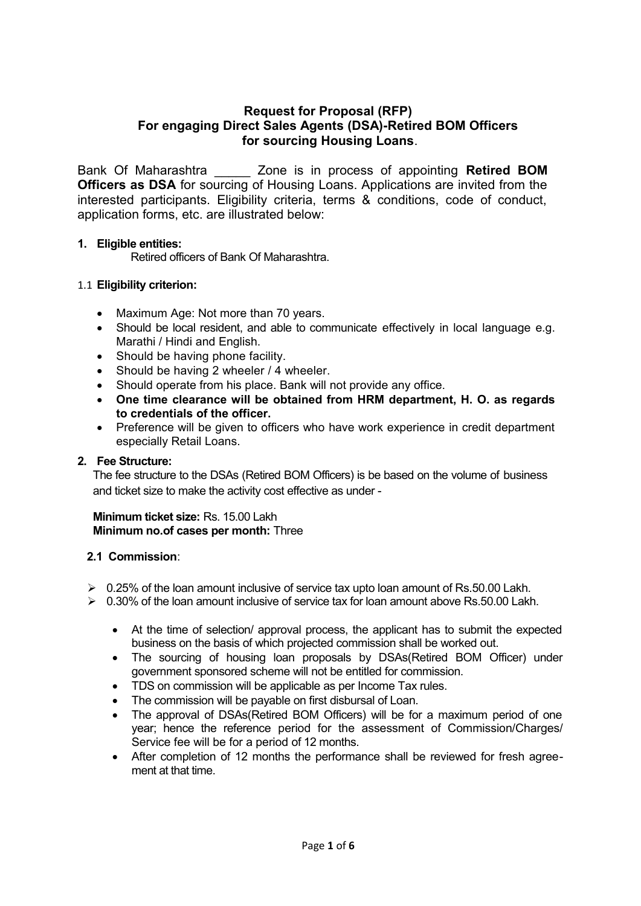## Request for Proposal (RFP)
## For engaging Direct Sales Agents (DSA)-Retired BOM Officers for sourcing Housing Loans.

Bank Of Maharashtra _____ Zone is in process of appointing **Retired BOM Officers as DSA** for sourcing of Housing Loans. Applications are invited from the interested participants. Eligibility criteria, terms & conditions, code of conduct, application forms, etc. are illustrated below:

### 1. Eligible entities:

Retired officers of Bank Of Maharashtra.

#### 1.1 Eligibility criterion:

- Maximum Age: Not more than 70 years.
- Should be local resident, and able to communicate effectively in local language e.g. Marathi / Hindi and English.
- Should be having phone facility.
- Should be having 2 wheeler / 4 wheeler.
- Should operate from his place. Bank will not provide any office.
- **One time clearance will be obtained from HRM department, H. O. as regards to credentials of the officer.**
- Preference will be given to officers who have work experience in credit department especially Retail Loans.

### 2. Fee Structure:

The fee structure to the DSAs (Retired BOM Officers) is be based on the volume of business and ticket size to make the activity cost effective as under -

**Minimum ticket size:** Rs. 15.00 Lakh
**Minimum no.of cases per month:** Three

#### 2.1 Commission:

- 0.25% of the loan amount inclusive of service tax upto loan amount of Rs.50.00 Lakh.
- 0.30% of the loan amount inclusive of service tax for loan amount above Rs.50.00 Lakh.
  - At the time of selection/ approval process, the applicant has to submit the expected business on the basis of which projected commission shall be worked out.
  - The sourcing of housing loan proposals by DSAs(Retired BOM Officer) under government sponsored scheme will not be entitled for commission.
  - TDS on commission will be applicable as per Income Tax rules.
  - The commission will be payable on first disbursal of Loan.
  - The approval of DSAs(Retired BOM Officers) will be for a maximum period of one year; hence the reference period for the assessment of Commission/Charges/ Service fee will be for a period of 12 months.
  - After completion of 12 months the performance shall be reviewed for fresh agreement at that time.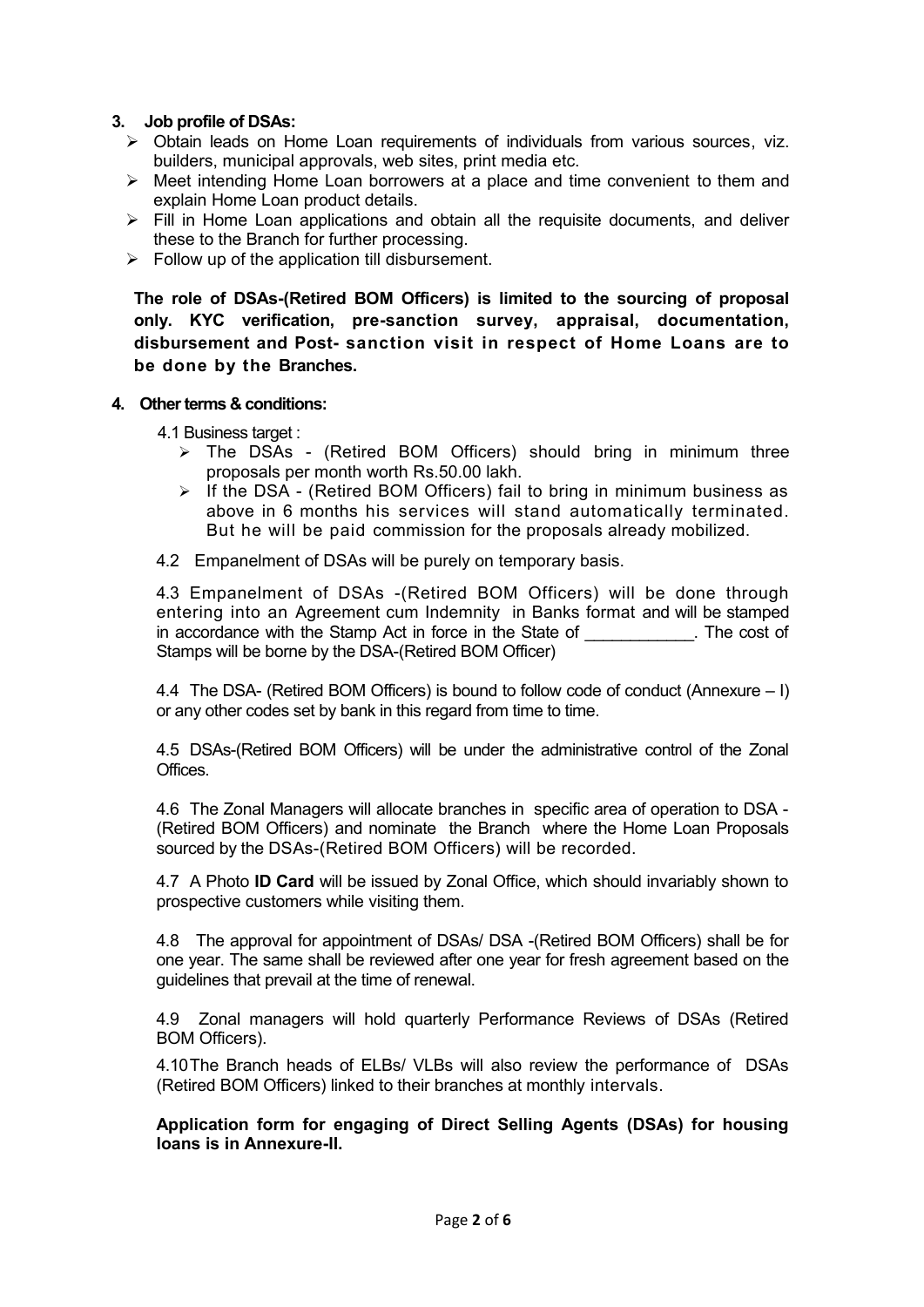## 3. Job profile of DSAs:

- Obtain leads on Home Loan requirements of individuals from various sources, viz. builders, municipal approvals, web sites, print media etc.
- Meet intending Home Loan borrowers at a place and time convenient to them and explain Home Loan product details.
- Fill in Home Loan applications and obtain all the requisite documents, and deliver these to the Branch for further processing.
- Follow up of the application till disbursement.

**The role of DSAs-(Retired BOM Officers) is limited to the sourcing of proposal only. KYC verification, pre-sanction survey, appraisal, documentation, disbursement and Post- sanction visit in respect of Home Loans are to be done by the Branches.**

## 4. Other terms & conditions:

4.1 Business target :

- The DSAs - (Retired BOM Officers) should bring in minimum three proposals per month worth Rs.50.00 lakh.
- If the DSA - (Retired BOM Officers) fail to bring in minimum business as above in 6 months his services will stand automatically terminated. But he will be paid commission for the proposals already mobilized.

4.2 Empanelment of DSAs will be purely on temporary basis.

4.3 Empanelment of DSAs -(Retired BOM Officers) will be done through entering into an Agreement cum Indemnity in Banks format and will be stamped in accordance with the Stamp Act in force in the State of ____________. The cost of Stamps will be borne by the DSA-(Retired BOM Officer)

4.4 The DSA- (Retired BOM Officers) is bound to follow code of conduct (Annexure – I) or any other codes set by bank in this regard from time to time.

4.5 DSAs-(Retired BOM Officers) will be under the administrative control of the Zonal Offices.

4.6 The Zonal Managers will allocate branches in specific area of operation to DSA - (Retired BOM Officers) and nominate the Branch where the Home Loan Proposals sourced by the DSAs-(Retired BOM Officers) will be recorded.

4.7 A Photo **ID Card** will be issued by Zonal Office, which should invariably shown to prospective customers while visiting them.

4.8 The approval for appointment of DSAs/ DSA -(Retired BOM Officers) shall be for one year. The same shall be reviewed after one year for fresh agreement based on the guidelines that prevail at the time of renewal.

4.9 Zonal managers will hold quarterly Performance Reviews of DSAs (Retired BOM Officers).

4.10 The Branch heads of ELBs/ VLBs will also review the performance of DSAs (Retired BOM Officers) linked to their branches at monthly intervals.

**Application form for engaging of Direct Selling Agents (DSAs) for housing loans is in Annexure-II.**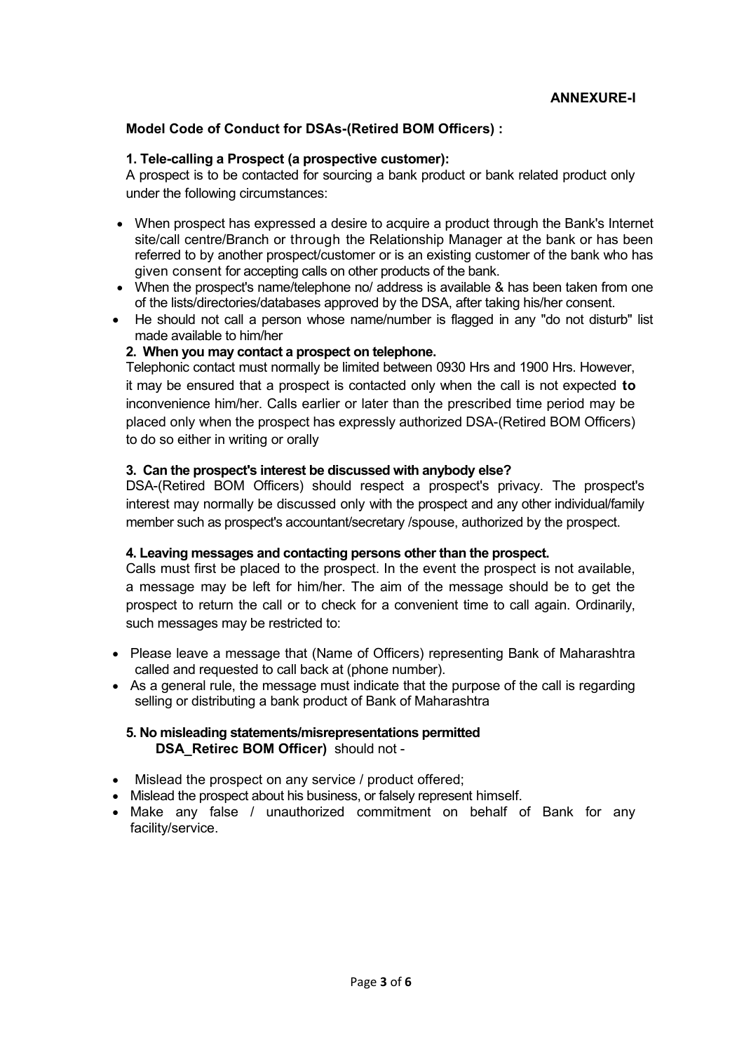**ANNEXURE-I**

**Model Code of Conduct for DSAs-(Retired BOM Officers) :**

**1. Tele-calling a Prospect (a prospective customer):**

A prospect is to be contacted for sourcing a bank product or bank related product only under the following circumstances:

- When prospect has expressed a desire to acquire a product through the Bank's Internet site/call centre/Branch or through the Relationship Manager at the bank or has been referred to by another prospect/customer or is an existing customer of the bank who has given consent for accepting calls on other products of the bank.
- When the prospect's name/telephone no/ address is available & has been taken from one of the lists/directories/databases approved by the DSA, after taking his/her consent.
- He should not call a person whose name/number is flagged in any "do not disturb" list made available to him/her

**2. When you may contact a prospect on telephone.**

Telephonic contact must normally be limited between 0930 Hrs and 1900 Hrs. However, it may be ensured that a prospect is contacted only when the call is not expected **to** inconvenience him/her. Calls earlier or later than the prescribed time period may be placed only when the prospect has expressly authorized DSA-(Retired BOM Officers) to do so either in writing or orally

**3. Can the prospect's interest be discussed with anybody else?**

DSA-(Retired BOM Officers) should respect a prospect's privacy. The prospect's interest may normally be discussed only with the prospect and any other individual/family member such as prospect's accountant/secretary /spouse, authorized by the prospect.

**4. Leaving messages and contacting persons other than the prospect.**

Calls must first be placed to the prospect. In the event the prospect is not available, a message may be left for him/her. The aim of the message should be to get the prospect to return the call or to check for a convenient time to call again. Ordinarily, such messages may be restricted to:

- Please leave a message that (Name of Officers) representing Bank of Maharashtra called and requested to call back at (phone number).
- As a general rule, the message must indicate that the purpose of the call is regarding selling or distributing a bank product of Bank of Maharashtra

**5. No misleading statements/misrepresentations permitted**
**DSA_Retirec BOM Officer)** should not -

- Mislead the prospect on any service / product offered;
- Mislead the prospect about his business, or falsely represent himself.
- Make any false / unauthorized commitment on behalf of Bank for any facility/service.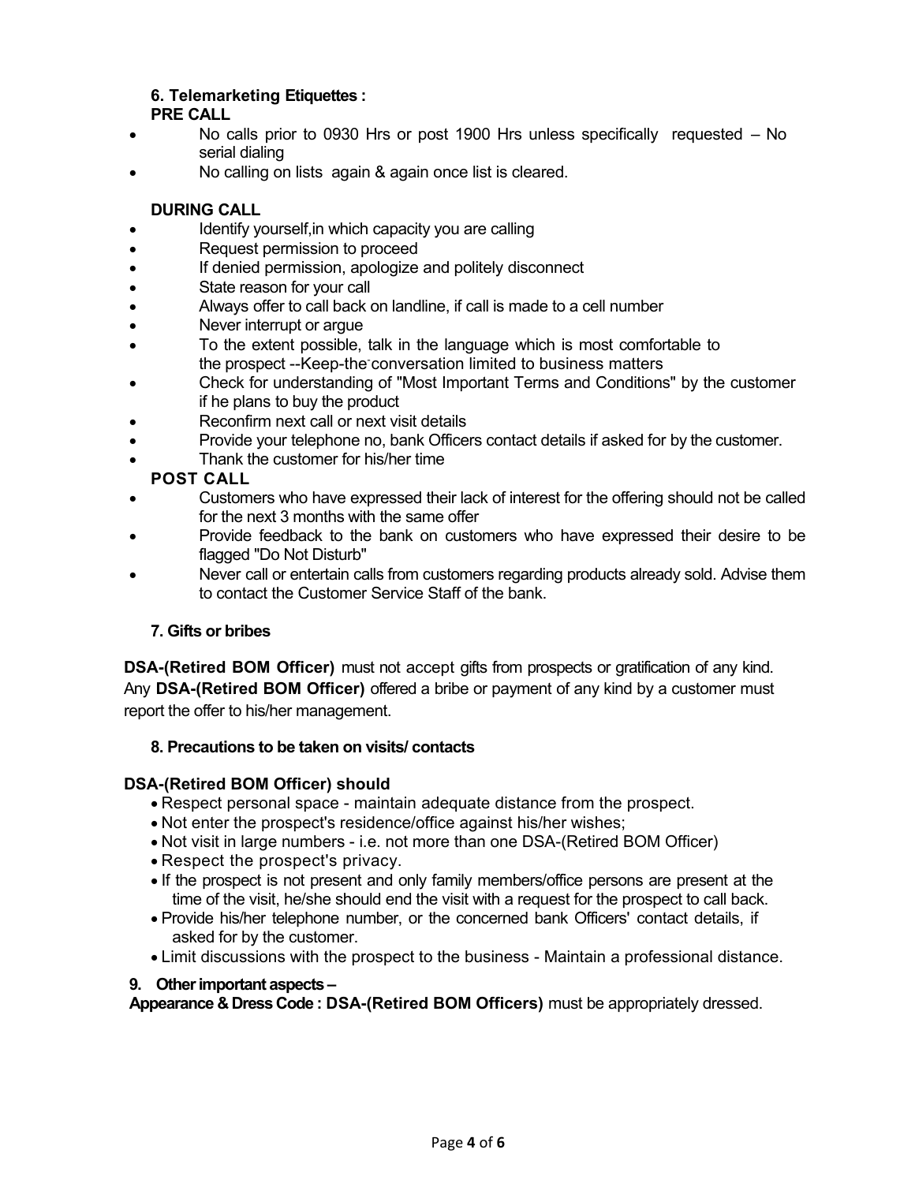### 6. Telemarketing Etiquettes :

**PRE CALL**

- No calls prior to 0930 Hrs or post 1900 Hrs unless specifically requested – No serial dialing
- No calling on lists again & again once list is cleared.

**DURING CALL**

- Identify yourself,in which capacity you are calling
- Request permission to proceed
- If denied permission, apologize and politely disconnect
- State reason for your call
- Always offer to call back on landline, if call is made to a cell number
- Never interrupt or argue
- To the extent possible, talk in the language which is most comfortable to the prospect --Keep-the conversation limited to business matters
- Check for understanding of "Most Important Terms and Conditions" by the customer if he plans to buy the product
- Reconfirm next call or next visit details
- Provide your telephone no, bank Officers contact details if asked for by the customer.
- Thank the customer for his/her time

**POST CALL**

- Customers who have expressed their lack of interest for the offering should not be called for the next 3 months with the same offer
- Provide feedback to the bank on customers who have expressed their desire to be flagged "Do Not Disturb"
- Never call or entertain calls from customers regarding products already sold. Advise them to contact the Customer Service Staff of the bank.

### 7. Gifts or bribes

**DSA-(Retired BOM Officer)** must not accept gifts from prospects or gratification of any kind. Any **DSA-(Retired BOM Officer)** offered a bribe or payment of any kind by a customer must report the offer to his/her management.

### 8. Precautions to be taken on visits/ contacts

**DSA-(Retired BOM Officer) should**

- Respect personal space - maintain adequate distance from the prospect.
- Not enter the prospect's residence/office against his/her wishes;
- Not visit in large numbers - i.e. not more than one DSA-(Retired BOM Officer)
- Respect the prospect's privacy.
- If the prospect is not present and only family members/office persons are present at the time of the visit, he/she should end the visit with a request for the prospect to call back.
- Provide his/her telephone number, or the concerned bank Officers' contact details, if asked for by the customer.
- Limit discussions with the prospect to the business - Maintain a professional distance.

### 9. Other important aspects –

**Appearance & Dress Code : DSA-(Retired BOM Officers)** must be appropriately dressed.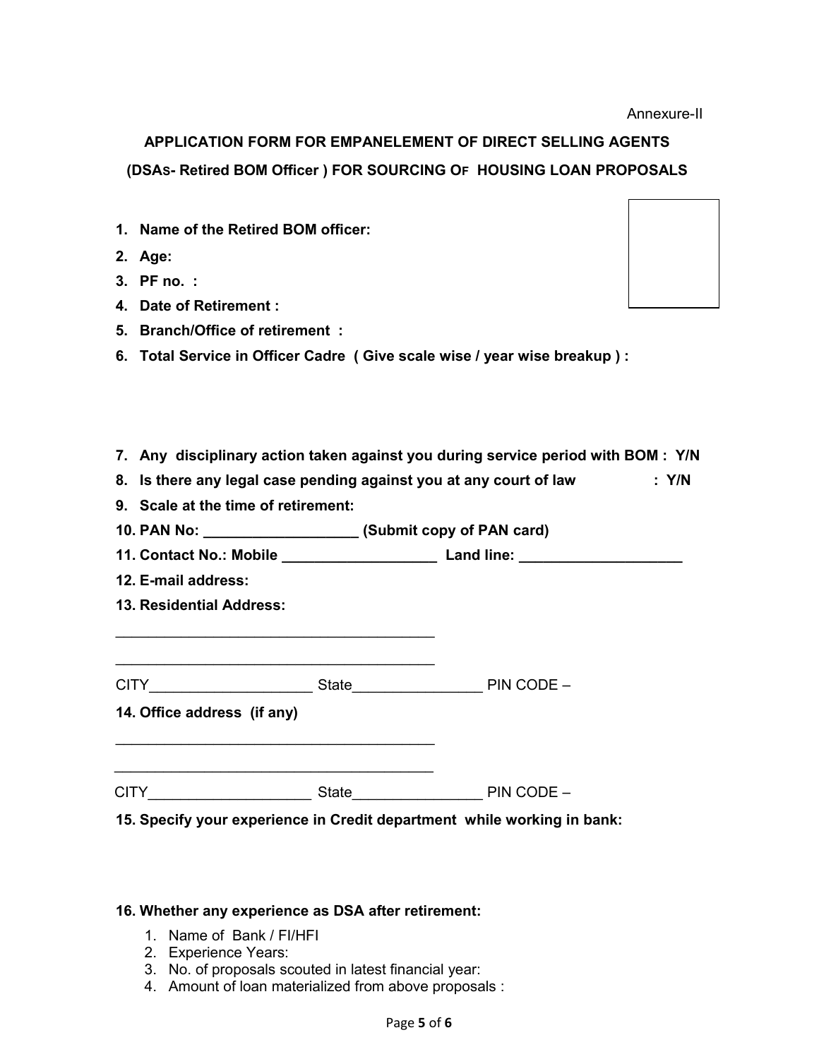Annexure-II

**APPLICATION FORM FOR EMPANELEMENT OF DIRECT SELLING AGENTS**

**(DSAs- Retired BOM Officer ) FOR SOURCING OF HOUSING LOAN PROPOSALS**

1. **Name of the Retired BOM officer:**
2. **Age:**
3. **PF no. :**
4. **Date of Retirement :**
5. **Branch/Office of retirement :**
6. **Total Service in Officer Cadre ( Give scale wise / year wise breakup ) :**

7. **Any disciplinary action taken against you during service period with BOM : Y/N**
8. **Is there any legal case pending against you at any court of law : Y/N**
9. **Scale at the time of retirement:**
10. **PAN No: ___________________ (Submit copy of PAN card)**
11. **Contact No.: Mobile ___________________ Land line: ____________________**
12. **E-mail address:**
13. **Residential Address:**

________________________________________

________________________________________

CITY____________________ State________________ PIN CODE –

14. **Office address (if any)**

________________________________________

________________________________________

CITY____________________ State________________ PIN CODE –

15. **Specify your experience in Credit department while working in bank:**

16. **Whether any experience as DSA after retirement:**
    1. Name of Bank / FI/HFI
    2. Experience Years:
    3. No. of proposals scouted in latest financial year:
    4. Amount of loan materialized from above proposals :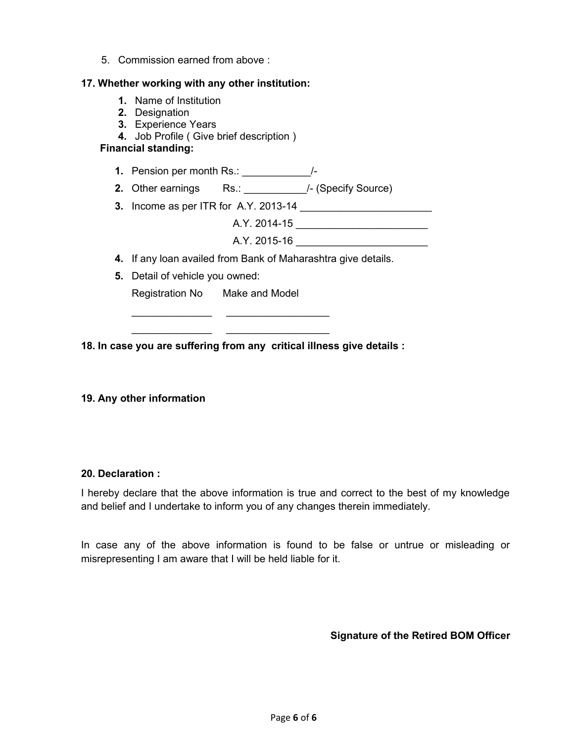5. Commission earned from above :

**17. Whether working with any other institution:**

1. Name of Institution
2. Designation
3. Experience Years
4. Job Profile ( Give brief description )

**Financial standing:**

1. Pension per month Rs.: ____________/-
2. Other earnings Rs.: ___________/- (Specify Source)
3. Income as per ITR for A.Y. 2013-14 _______________________

   A.Y. 2014-15 _______________________

   A.Y. 2015-16 _______________________
4. If any loan availed from Bank of Maharashtra give details.
5. Detail of vehicle you owned:

   Registration No Make and Model

   ______________ __________________

   ______________ __________________

**18. In case you are suffering from any critical illness give details :**

**19. Any other information**

**20. Declaration :**

I hereby declare that the above information is true and correct to the best of my knowledge and belief and I undertake to inform you of any changes therein immediately.

In case any of the above information is found to be false or untrue or misleading or misrepresenting I am aware that I will be held liable for it.

**Signature of the Retired BOM Officer**